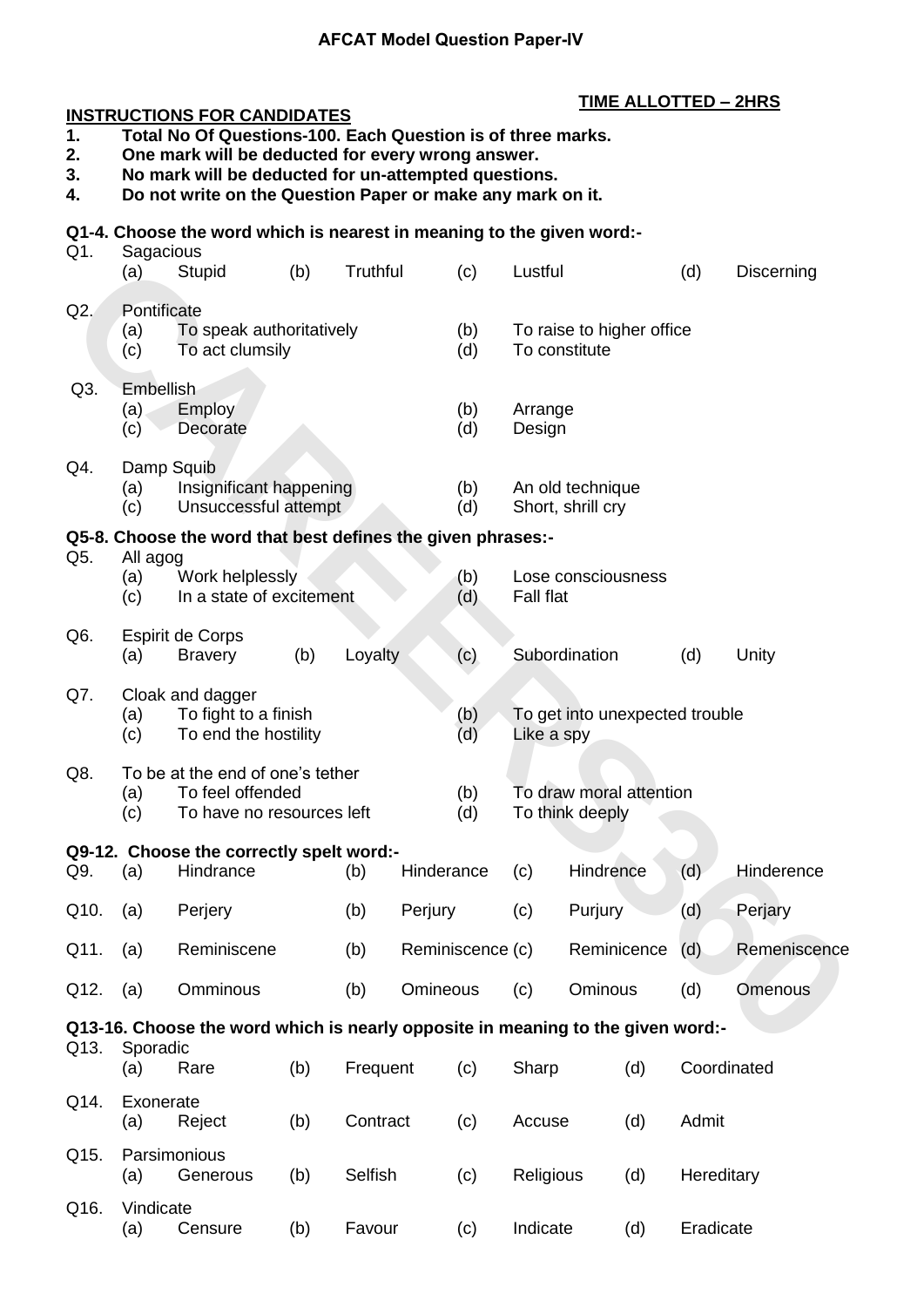# AFCAT Model Question Paper-IV

**TIME ALLOTTED – 2HRS**

**INSTRUCTIONS FOR CANDIDATES**

1. **Total No Of Questions-100. Each Question is of three marks.**
2. **One mark will be deducted for every wrong answer.**
3. **No mark will be deducted for un-attempted questions.**
4. **Do not write on the Question Paper or make any mark on it.**

**Q1-4. Choose the word which is nearest in meaning to the given word:-**

Q1. Sagacious
(a) Stupid (b) Truthful (c) Lustful (d) Discerning

Q2. Pontificate
(a) To speak authoritatively (b) To raise to higher office
(c) To act clumsily (d) To constitute

Q3. Embellish
(a) Employ (b) Arrange
(c) Decorate (d) Design

Q4. Damp Squib
(a) Insignificant happening (b) An old technique
(c) Unsuccessful attempt (d) Short, shrill cry

**Q5-8. Choose the word that best defines the given phrases:-**

Q5. All agog
(a) Work helplessly (b) Lose consciousness
(c) In a state of excitement (d) Fall flat

Q6. Espirit de Corps
(a) Bravery (b) Loyalty (c) Subordination (d) Unity

Q7. Cloak and dagger
(a) To fight to a finish (b) To get into unexpected trouble
(c) To end the hostility (d) Like a spy

Q8. To be at the end of one's tether
(a) To feel offended (b) To draw moral attention
(c) To have no resources left (d) To think deeply

**Q9-12. Choose the correctly spelt word:-**

Q9. (a) Hindrance (b) Hinderance (c) Hindrence (d) Hinderence

Q10. (a) Perjery (b) Perjury (c) Purjury (d) Perjary

Q11. (a) Reminiscene (b) Reminiscence (c) Reminicence (d) Remeniscence

Q12. (a) Omminous (b) Omineous (c) Ominous (d) Omenous

**Q13-16. Choose the word which is nearly opposite in meaning to the given word:-**

Q13. Sporadic
(a) Rare (b) Frequent (c) Sharp (d) Coordinated

Q14. Exonerate
(a) Reject (b) Contract (c) Accuse (d) Admit

Q15. Parsimonious
(a) Generous (b) Selfish (c) Religious (d) Hereditary

Q16. Vindicate
(a) Censure (b) Favour (c) Indicate (d) Eradicate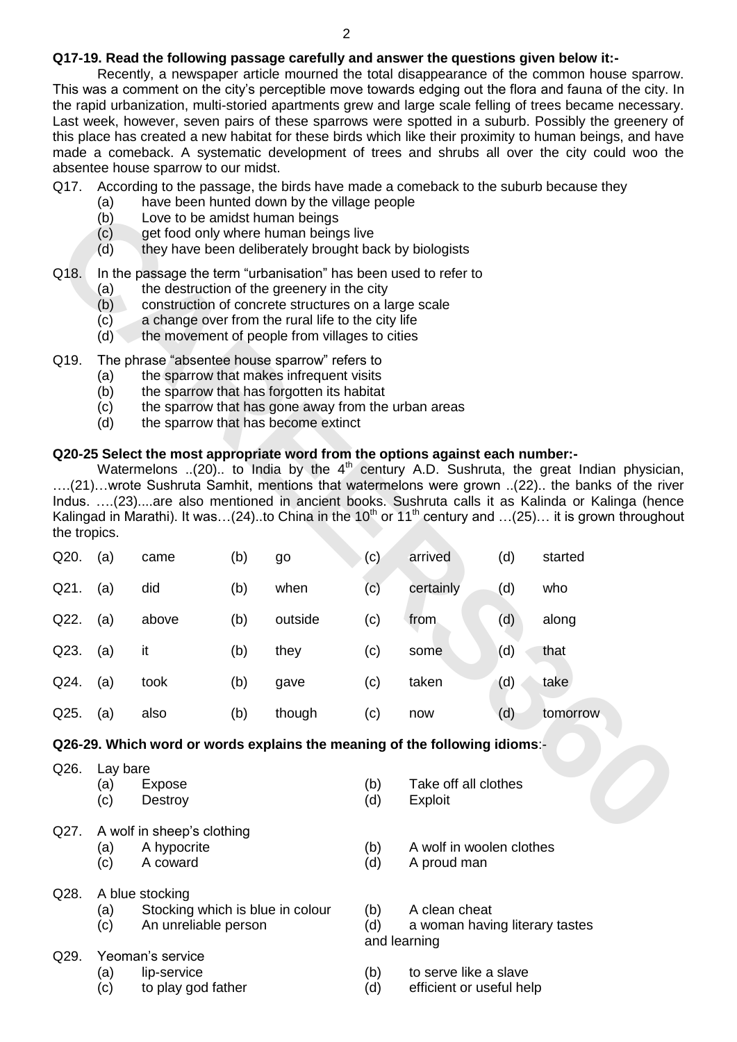**Q17-19. Read the following passage carefully and answer the questions given below it:-**

Recently, a newspaper article mourned the total disappearance of the common house sparrow. This was a comment on the city's perceptible move towards edging out the flora and fauna of the city. In the rapid urbanization, multi-storied apartments grew and large scale felling of trees became necessary. Last week, however, seven pairs of these sparrows were spotted in a suburb. Possibly the greenery of this place has created a new habitat for these birds which like their proximity to human beings, and have made a comeback. A systematic development of trees and shrubs all over the city could woo the absentee house sparrow to our midst.

Q17. According to the passage, the birds have made a comeback to the suburb because they
- (a) have been hunted down by the village people
- (b) Love to be amidst human beings
- (c) get food only where human beings live
- (d) they have been deliberately brought back by biologists

Q18. In the passage the term "urbanisation" has been used to refer to
- (a) the destruction of the greenery in the city
- (b) construction of concrete structures on a large scale
- (c) a change over from the rural life to the city life
- (d) the movement of people from villages to cities

Q19. The phrase "absentee house sparrow" refers to
- (a) the sparrow that makes infrequent visits
- (b) the sparrow that has forgotten its habitat
- (c) the sparrow that has gone away from the urban areas
- (d) the sparrow that has become extinct

**Q20-25 Select the most appropriate word from the options against each number:-**

Watermelons ..(20).. to India by the 4th century A.D. Sushruta, the great Indian physician, ….(21)…wrote Sushruta Samhit, mentions that watermelons were grown ..(22).. the banks of the river Indus. ….(23)....are also mentioned in ancient books. Sushruta calls it as Kalinda or Kalinga (hence Kalingad in Marathi). It was…(24)..to China in the 10th or 11th century and …(25)… it is grown throughout the tropics.

| Q20. | (a) | came | (b) | go | (c) | arrived | (d) | started |
|---|---|---|---|---|---|---|---|---|
| Q21. | (a) | did | (b) | when | (c) | certainly | (d) | who |
| Q22. | (a) | above | (b) | outside | (c) | from | (d) | along |
| Q23. | (a) | it | (b) | they | (c) | some | (d) | that |
| Q24. | (a) | took | (b) | gave | (c) | taken | (d) | take |
| Q25. | (a) | also | (b) | though | (c) | now | (d) | tomorrow |

**Q26-29. Which word or words explains the meaning of the following idioms**:-

Q26. Lay bare
- (a) Expose
- (b) Take off all clothes
- (c) Destroy
- (d) Exploit

Q27. A wolf in sheep's clothing
- (a) A hypocrite
- (b) A wolf in woolen clothes
- (c) A coward
- (d) A proud man

Q28. A blue stocking
- (a) Stocking which is blue in colour
- (b) A clean cheat
- (c) An unreliable person
- (d) a woman having literary tastes and learning

Q29. Yeoman's service
- (a) lip-service
- (b) to serve like a slave
- (c) to play god father
- (d) efficient or useful help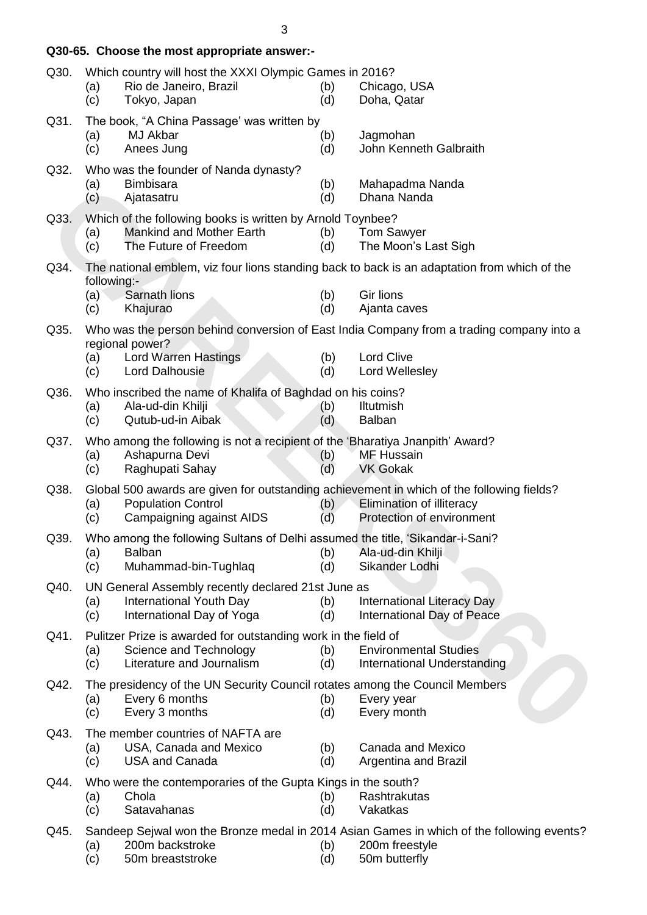**Q30-65. Choose the most appropriate answer:-**

Q30. Which country will host the XXXI Olympic Games in 2016?
- (a) Rio de Janeiro, Brazil
- (b) Chicago, USA
- (c) Tokyo, Japan
- (d) Doha, Qatar

Q31. The book, "A China Passage' was written by
- (a) MJ Akbar
- (b) Jagmohan
- (c) Anees Jung
- (d) John Kenneth Galbraith

Q32. Who was the founder of Nanda dynasty?
- (a) Bimbisara
- (b) Mahapadma Nanda
- (c) Ajatasatru
- (d) Dhana Nanda

Q33. Which of the following books is written by Arnold Toynbee?
- (a) Mankind and Mother Earth
- (b) Tom Sawyer
- (c) The Future of Freedom
- (d) The Moon's Last Sigh

Q34. The national emblem, viz four lions standing back to back is an adaptation from which of the following:-
- (a) Sarnath lions
- (b) Gir lions
- (c) Khajurao
- (d) Ajanta caves

Q35. Who was the person behind conversion of East India Company from a trading company into a regional power?
- (a) Lord Warren Hastings
- (b) Lord Clive
- (c) Lord Dalhousie
- (d) Lord Wellesley

Q36. Who inscribed the name of Khalifa of Baghdad on his coins?
- (a) Ala-ud-din Khilji
- (b) Iltutmish
- (c) Qutub-ud-in Aibak
- (d) Balban

Q37. Who among the following is not a recipient of the 'Bharatiya Jnanpith' Award?
- (a) Ashapurna Devi
- (b) MF Hussain
- (c) Raghupati Sahay
- (d) VK Gokak

Q38. Global 500 awards are given for outstanding achievement in which of the following fields?
- (a) Population Control
- (b) Elimination of illiteracy
- (c) Campaigning against AIDS
- (d) Protection of environment

Q39. Who among the following Sultans of Delhi assumed the title, 'Sikandar-i-Sani?
- (a) Balban
- (b) Ala-ud-din Khilji
- (c) Muhammad-bin-Tughlaq
- (d) Sikander Lodhi

Q40. UN General Assembly recently declared 21st June as
- (a) International Youth Day
- (b) International Literacy Day
- (c) International Day of Yoga
- (d) International Day of Peace

Q41. Pulitzer Prize is awarded for outstanding work in the field of
- (a) Science and Technology
- (b) Environmental Studies
- (c) Literature and Journalism
- (d) International Understanding

Q42. The presidency of the UN Security Council rotates among the Council Members
- (a) Every 6 months
- (b) Every year
- (c) Every 3 months
- (d) Every month

Q43. The member countries of NAFTA are
- (a) USA, Canada and Mexico
- (b) Canada and Mexico
- (c) USA and Canada
- (d) Argentina and Brazil

Q44. Who were the contemporaries of the Gupta Kings in the south?
- (a) Chola
- (b) Rashtrakutas
- (c) Satavahanas
- (d) Vakatkas

Q45. Sandeep Sejwal won the Bronze medal in 2014 Asian Games in which of the following events?
- (a) 200m backstroke
- (b) 200m freestyle
- (c) 50m breaststroke
- (d) 50m butterfly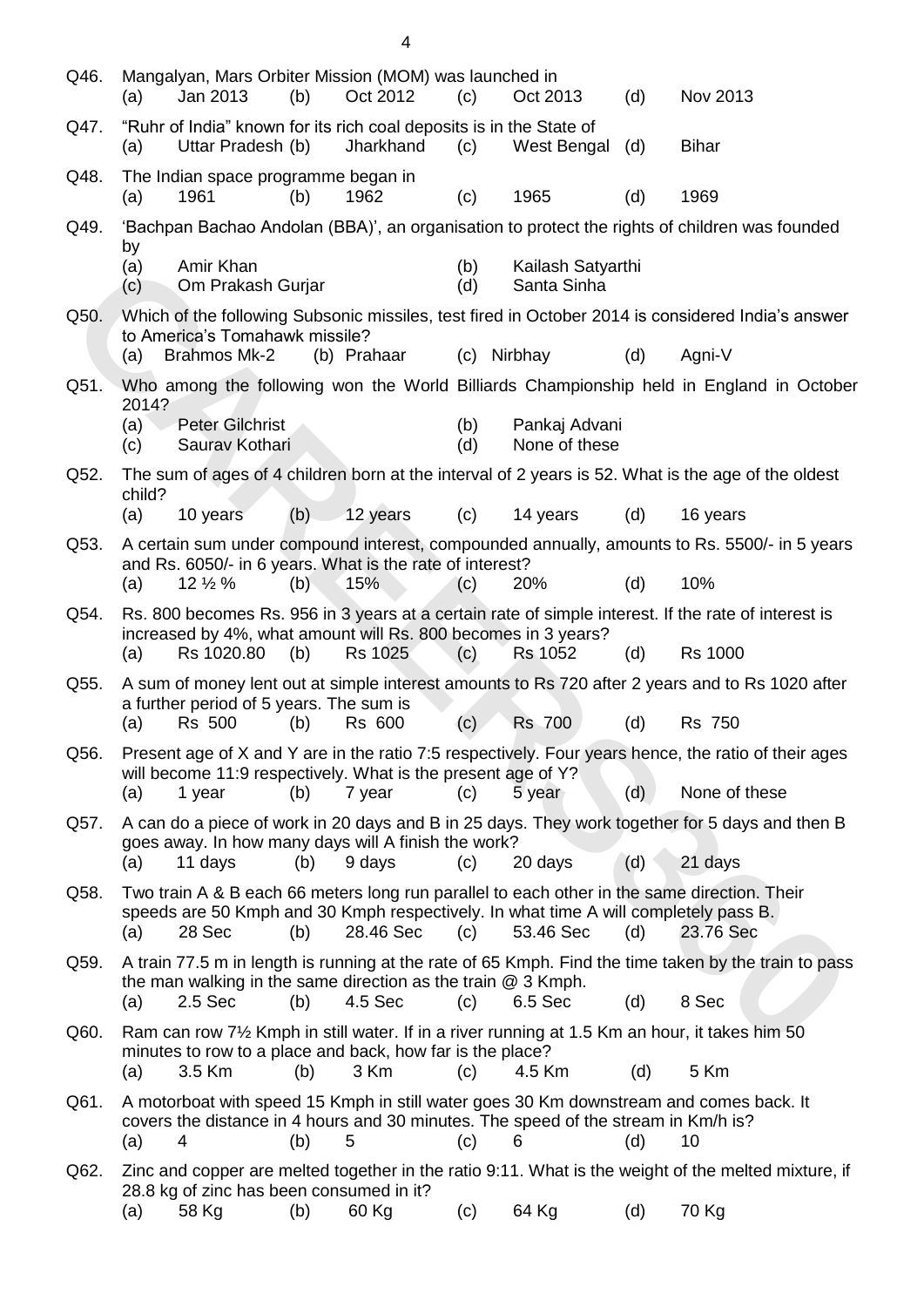Q46. Mangalyan, Mars Orbiter Mission (MOM) was launched in

(a) Jan 2013 (b) Oct 2012 (c) Oct 2013 (d) Nov 2013

Q47. "Ruhr of India" known for its rich coal deposits is in the State of

(a) Uttar Pradesh (b) Jharkhand (c) West Bengal (d) Bihar

Q48. The Indian space programme began in

(a) 1961 (b) 1962 (c) 1965 (d) 1969

Q49. 'Bachpan Bachao Andolan (BBA)', an organisation to protect the rights of children was founded by

(a) Amir Khan (b) Kailash Satyarthi
(c) Om Prakash Gurjar (d) Santa Sinha

Q50. Which of the following Subsonic missiles, test fired in October 2014 is considered India's answer to America's Tomahawk missile?

(a) Brahmos Mk-2 (b) Prahaar (c) Nirbhay (d) Agni-V

Q51. Who among the following won the World Billiards Championship held in England in October 2014?

(a) Peter Gilchrist (b) Pankaj Advani
(c) Saurav Kothari (d) None of these

Q52. The sum of ages of 4 children born at the interval of 2 years is 52. What is the age of the oldest child?

(a) 10 years (b) 12 years (c) 14 years (d) 16 years

Q53. A certain sum under compound interest, compounded annually, amounts to Rs. 5500/- in 5 years and Rs. 6050/- in 6 years. What is the rate of interest?

(a) 12 ½ % (b) 15% (c) 20% (d) 10%

Q54. Rs. 800 becomes Rs. 956 in 3 years at a certain rate of simple interest. If the rate of interest is increased by 4%, what amount will Rs. 800 becomes in 3 years?

(a) Rs 1020.80 (b) Rs 1025 (c) Rs 1052 (d) Rs 1000

Q55. A sum of money lent out at simple interest amounts to Rs 720 after 2 years and to Rs 1020 after a further period of 5 years. The sum is

(a) Rs 500 (b) Rs 600 (c) Rs 700 (d) Rs 750

Q56. Present age of X and Y are in the ratio 7:5 respectively. Four years hence, the ratio of their ages will become 11:9 respectively. What is the present age of Y?

(a) 1 year (b) 7 year (c) 5 year (d) None of these

Q57. A can do a piece of work in 20 days and B in 25 days. They work together for 5 days and then B goes away. In how many days will A finish the work?

(a) 11 days (b) 9 days (c) 20 days (d) 21 days

Q58. Two train A & B each 66 meters long run parallel to each other in the same direction. Their speeds are 50 Kmph and 30 Kmph respectively. In what time A will completely pass B.

(a) 28 Sec (b) 28.46 Sec (c) 53.46 Sec (d) 23.76 Sec

Q59. A train 77.5 m in length is running at the rate of 65 Kmph. Find the time taken by the train to pass the man walking in the same direction as the train @ 3 Kmph.

(a) 2.5 Sec (b) 4.5 Sec (c) 6.5 Sec (d) 8 Sec

Q60. Ram can row 7½ Kmph in still water. If in a river running at 1.5 Km an hour, it takes him 50 minutes to row to a place and back, how far is the place?

(a) 3.5 Km (b) 3 Km (c) 4.5 Km (d) 5 Km

Q61. A motorboat with speed 15 Kmph in still water goes 30 Km downstream and comes back. It covers the distance in 4 hours and 30 minutes. The speed of the stream in Km/h is?

(a) 4 (b) 5 (c) 6 (d) 10

Q62. Zinc and copper are melted together in the ratio 9:11. What is the weight of the melted mixture, if 28.8 kg of zinc has been consumed in it?

(a) 58 Kg (b) 60 Kg (c) 64 Kg (d) 70 Kg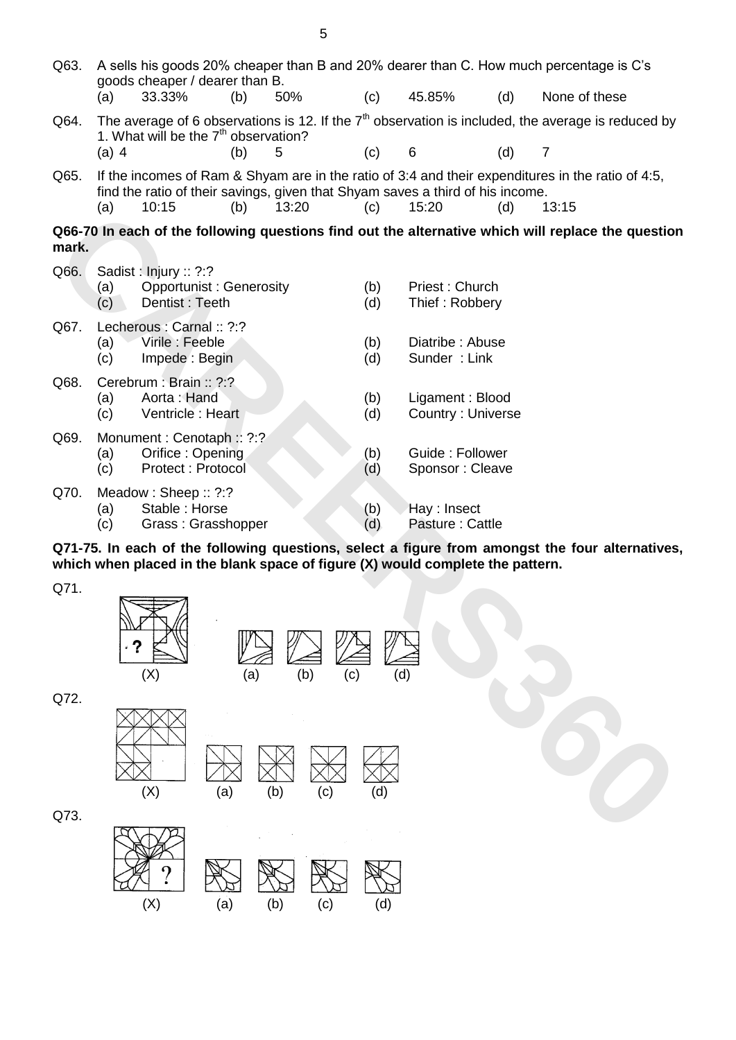Q63. A sells his goods 20% cheaper than B and 20% dearer than C. How much percentage is C's goods cheaper / dearer than B.

(a) 33.33% (b) 50% (c) 45.85% (d) None of these

Q64. The average of 6 observations is 12. If the 7[th] observation is included, the average is reduced by 1. What will be the 7[th] observation?

(a) 4 (b) 5 (c) 6 (d) 7

Q65. If the incomes of Ram & Shyam are in the ratio of 3:4 and their expenditures in the ratio of 4:5, find the ratio of their savings, given that Shyam saves a third of his income.

(a) 10:15 (b) 13:20 (c) 15:20 (d) 13:15

**Q66-70 In each of the following questions find out the alternative which will replace the question mark.**

Q66. Sadist : Injury :: ?:?

(a) Opportunist : Generosity
(b) Priest : Church
(c) Dentist : Teeth
(d) Thief : Robbery

Q67. Lecherous : Carnal :: ?:?

(a) Virile : Feeble
(b) Diatribe : Abuse
(c) Impede : Begin
(d) Sunder : Link

Q68. Cerebrum : Brain :: ?:?

(a) Aorta : Hand
(b) Ligament : Blood
(c) Ventricle : Heart
(d) Country : Universe

Q69. Monument : Cenotaph :: ?:?

(a) Orifice : Opening
(b) Guide : Follower
(c) Protect : Protocol
(d) Sponsor : Cleave

Q70. Meadow : Sheep :: ?:?

(a) Stable : Horse
(b) Hay : Insect
(c) Grass : Grasshopper
(d) Pasture : Cattle

**Q71-75. In each of the following questions, select a figure from amongst the four alternatives, which when placed in the blank space of figure (X) would complete the pattern.**

Q71.

(X) (a) (b) (c) (d)

Q72.

(X) (a) (b) (c) (d)

Q73.

(X) (a) (b) (c) (d)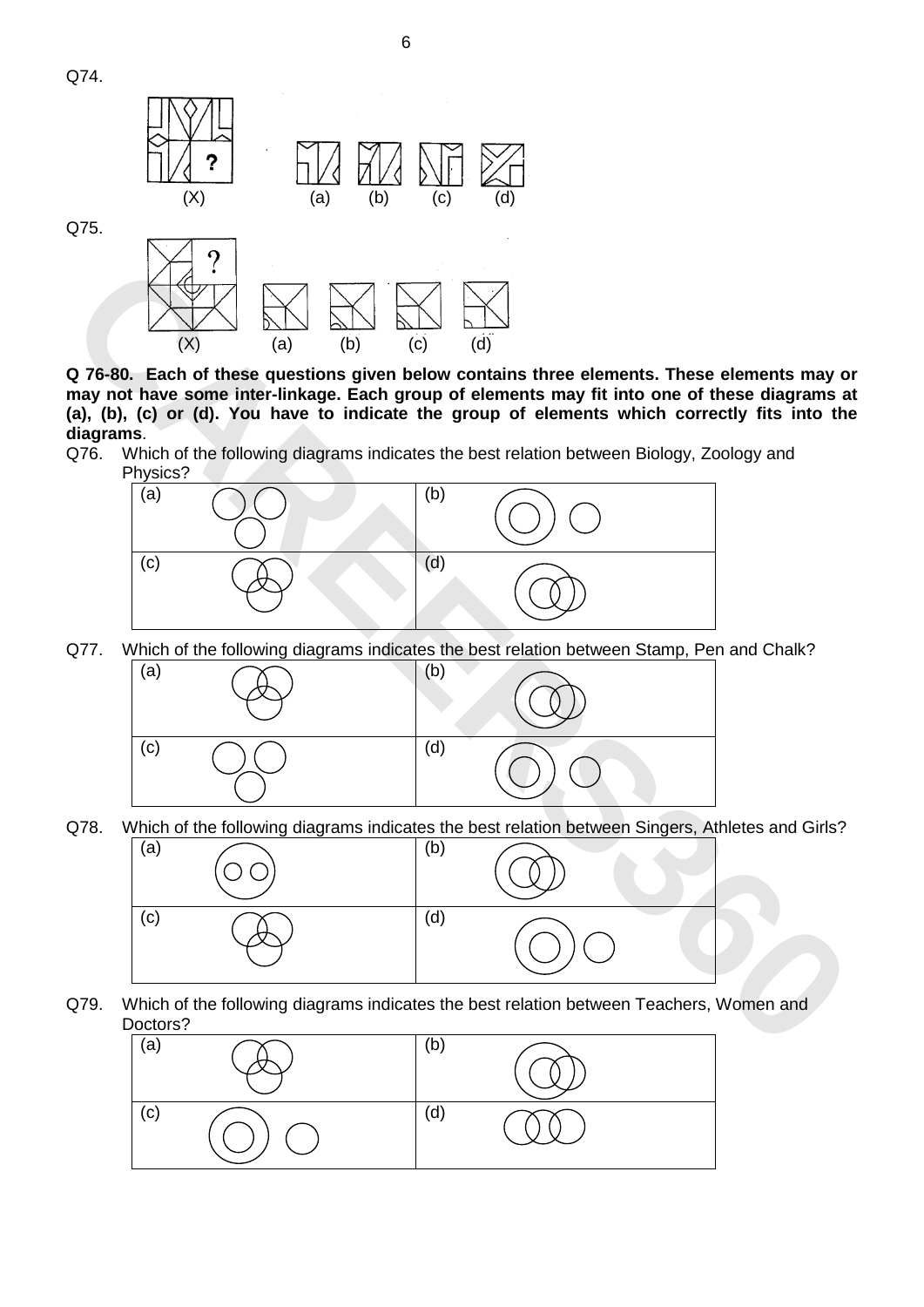Q74.

(X) (a) (b) (c) (d)

Q75.

(X) (a) (b) (c) (d)

**Q 76-80. Each of these questions given below contains three elements. These elements may or may not have some inter-linkage. Each group of elements may fit into one of these diagrams at (a), (b), (c) or (d). You have to indicate the group of elements which correctly fits into the diagrams**.

Q76. Which of the following diagrams indicates the best relation between Biology, Zoology and Physics?

| (a) | (b) |
|---|---|
| (c) | (d) |

Q77. Which of the following diagrams indicates the best relation between Stamp, Pen and Chalk?

| (a) | (b) |
|---|---|
| (c) | (d) |

Q78. Which of the following diagrams indicates the best relation between Singers, Athletes and Girls?

| (a) | (b) |
|---|---|
| (c) | (d) |

Q79. Which of the following diagrams indicates the best relation between Teachers, Women and Doctors?

| (a) | (b) |
|---|---|
| (c) | (d) |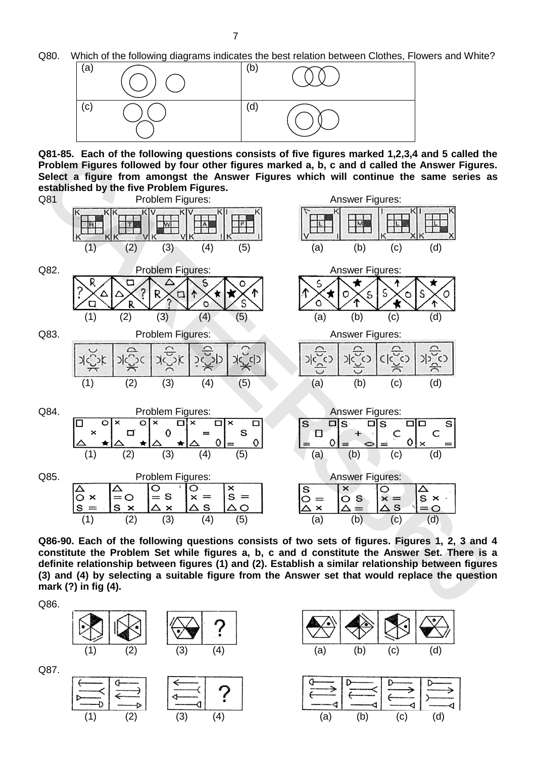Q80. Which of the following diagrams indicates the best relation between Clothes, Flowers and White?

| (a) | (b) |
|---|---|
| (c) | (d) |

**Q81-85. Each of the following questions consists of five figures marked 1,2,3,4 and 5 called the Problem Figures followed by four other figures marked a, b, c and d called the Answer Figures. Select a figure from amongst the Answer Figures which will continue the same series as established by the five Problem Figures.**

Q81 Problem Figures: (1) (2) (3) (4) (5) Answer Figures: (a) (b) (c) (d)

Q82. Problem Figures: (1) (2) (3) (4) (5) Answer Figures: (a) (b) (c) (d)

Q83. Problem Figures: (1) (2) (3) (4) (5) Answer Figures: (a) (b) (c) (d)

Q84. Problem Figures: (1) (2) (3) (4) (5) Answer Figures: (a) (b) (c) (d)

Q85. Problem Figures: (1) (2) (3) (4) (5) Answer Figures: (a) (b) (c) (d)

**Q86-90. Each of the following questions consists of two sets of figures. Figures 1, 2, 3 and 4 constitute the Problem Set while figures a, b, c and d constitute the Answer Set. There is a definite relationship between figures (1) and (2). Establish a similar relationship between figures (3) and (4) by selecting a suitable figure from the Answer set that would replace the question mark (?) in fig (4).**

Q86.

(1) (2) (3) (4) ? (a) (b) (c) (d)

Q87.

(1) (2) (3) (4) ? (a) (b) (c) (d)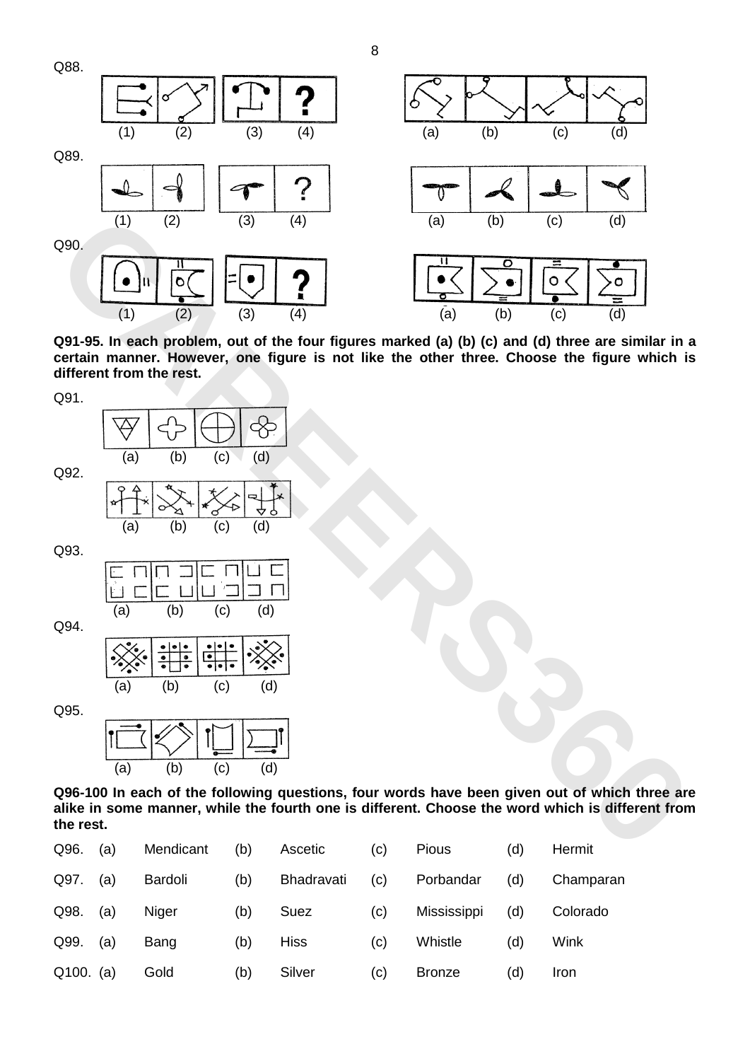Q88.

(1) (2) (3) (4) (a) (b) (c) (d)

Q89.

(1) (2) (3) (4) (a) (b) (c) (d)

Q90.

(1) (2) (3) (4) (a) (b) (c) (d)

**Q91-95. In each problem, out of the four figures marked (a) (b) (c) and (d) three are similar in a certain manner. However, one figure is not like the other three. Choose the figure which is different from the rest.**

Q91.

(a) (b) (c) (d)

Q92.

(a) (b) (c) (d)

Q93.

(a) (b) (c) (d)

Q94.

(a) (b) (c) (d)

Q95.

(a) (b) (c) (d)

**Q96-100 In each of the following questions, four words have been given out of which three are alike in some manner, while the fourth one is different. Choose the word which is different from the rest.**

Q96. (a) Mendicant (b) Ascetic (c) Pious (d) Hermit

Q97. (a) Bardoli (b) Bhadravati (c) Porbandar (d) Champaran

Q98. (a) Niger (b) Suez (c) Mississippi (d) Colorado

Q99. (a) Bang (b) Hiss (c) Whistle (d) Wink

Q100. (a) Gold (b) Silver (c) Bronze (d) Iron